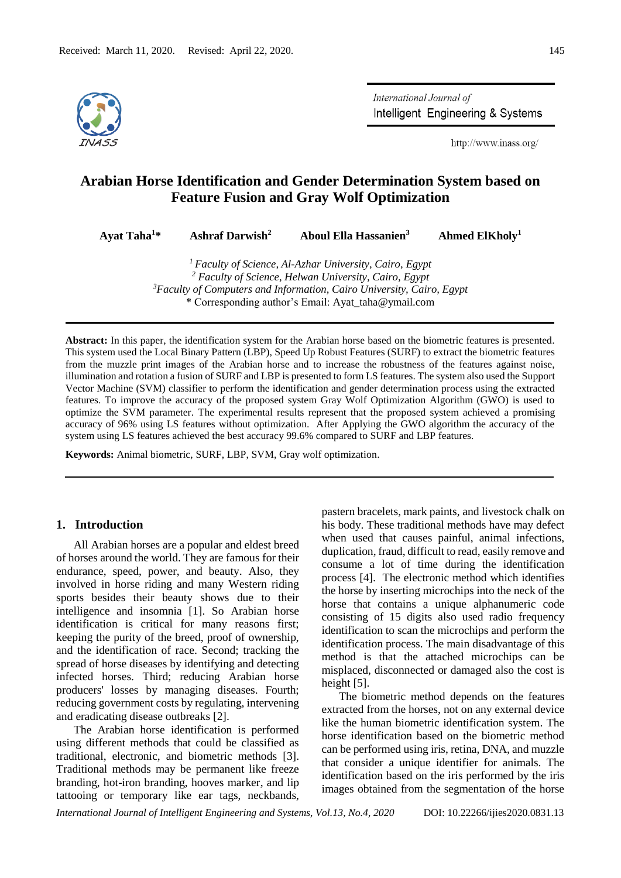Received: March 11, 2020. Revised: April 22, 2020.

# Arabian Horse Identification and Gender Determination System based on Feature Fusion and Gray Wolf Optimization

**Ayat Taha[1]*** **Ashraf Darwish[2]** **Aboul Ella Hassanien[3]** **Ahmed ElKholy[1]**

[1] *Faculty of Science, Al-Azhar University, Cairo, Egypt*
[2] *Faculty of Science, Helwan University, Cairo, Egypt*
[3] *Faculty of Computers and Information, Cairo University, Cairo, Egypt*
\* Corresponding author's Email: Ayat_taha@ymail.com

**Abstract:** In this paper, the identification system for the Arabian horse based on the biometric features is presented. This system used the Local Binary Pattern (LBP), Speed Up Robust Features (SURF) to extract the biometric features from the muzzle print images of the Arabian horse and to increase the robustness of the features against noise, illumination and rotation a fusion of SURF and LBP is presented to form LS features. The system also used the Support Vector Machine (SVM) classifier to perform the identification and gender determination process using the extracted features. To improve the accuracy of the proposed system Gray Wolf Optimization Algorithm (GWO) is used to optimize the SVM parameter. The experimental results represent that the proposed system achieved a promising accuracy of 96% using LS features without optimization. After Applying the GWO algorithm the accuracy of the system using LS features achieved the best accuracy 99.6% compared to SURF and LBP features.

**Keywords:** Animal biometric, SURF, LBP, SVM, Gray wolf optimization.

## 1. Introduction

All Arabian horses are a popular and eldest breed of horses around the world. They are famous for their endurance, speed, power, and beauty. Also, they involved in horse riding and many Western riding sports besides their beauty shows due to their intelligence and insomnia [1]. So Arabian horse identification is critical for many reasons first; keeping the purity of the breed, proof of ownership, and the identification of race. Second; tracking the spread of horse diseases by identifying and detecting infected horses. Third; reducing Arabian horse producers' losses by managing diseases. Fourth; reducing government costs by regulating, intervening and eradicating disease outbreaks [2].

The Arabian horse identification is performed using different methods that could be classified as traditional, electronic, and biometric methods [3]. Traditional methods may be permanent like freeze branding, hot-iron branding, hooves marker, and lip tattooing or temporary like ear tags, neckbands, pastern bracelets, mark paints, and livestock chalk on his body. These traditional methods have may defect when used that causes painful, animal infections, duplication, fraud, difficult to read, easily remove and consume a lot of time during the identification process [4]. The electronic method which identifies the horse by inserting microchips into the neck of the horse that contains a unique alphanumeric code consisting of 15 digits also used radio frequency identification to scan the microchips and perform the identification process. The main disadvantage of this method is that the attached microchips can be misplaced, disconnected or damaged also the cost is height [5].

The biometric method depends on the features extracted from the horses, not on any external device like the human biometric identification system. The horse identification based on the biometric method can be performed using iris, retina, DNA, and muzzle that consider a unique identifier for animals. The identification based on the iris performed by the iris images obtained from the segmentation of the horse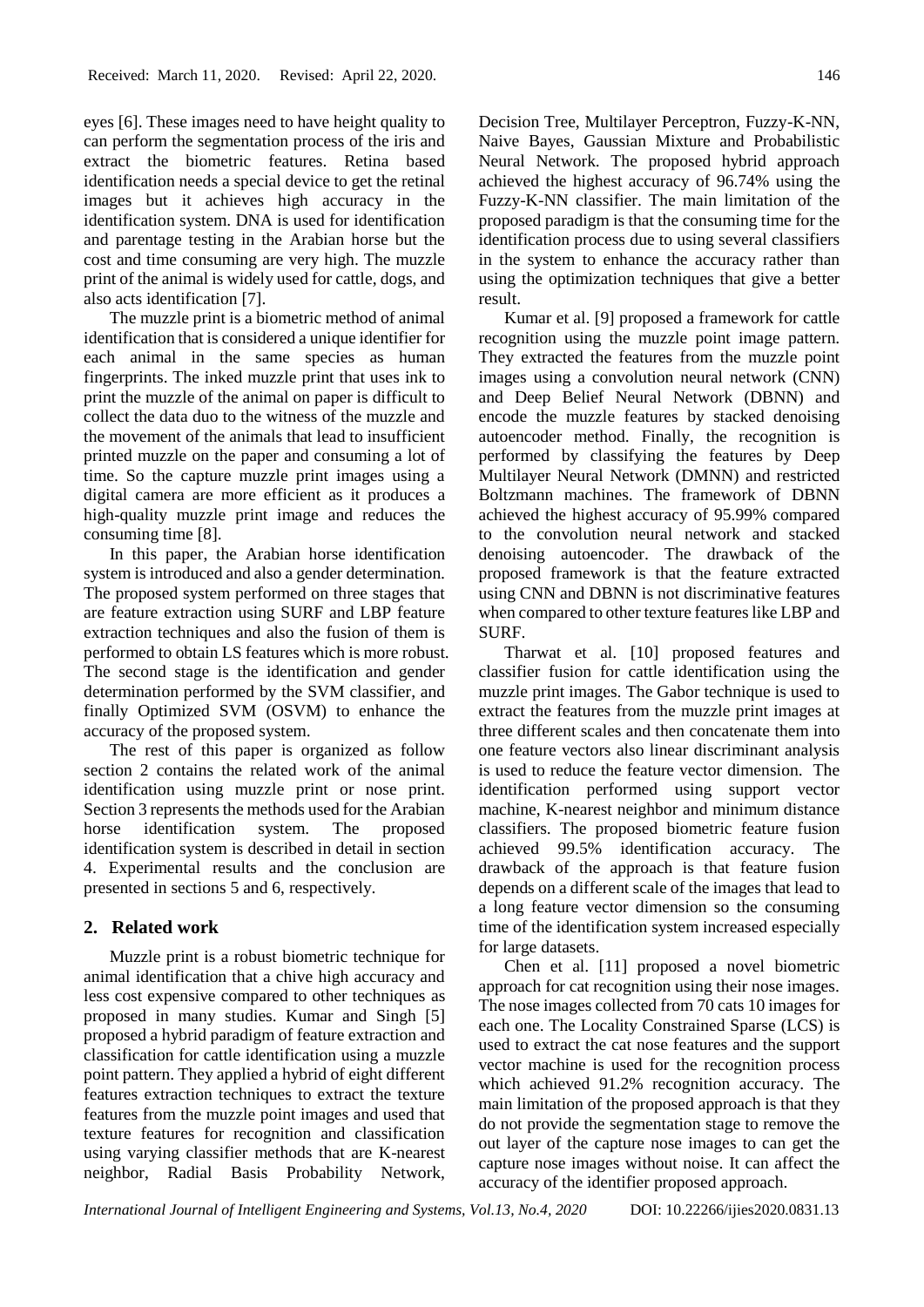eyes [6]. These images need to have height quality to can perform the segmentation process of the iris and extract the biometric features. Retina based identification needs a special device to get the retinal images but it achieves high accuracy in the identification system. DNA is used for identification and parentage testing in the Arabian horse but the cost and time consuming are very high. The muzzle print of the animal is widely used for cattle, dogs, and also acts identification [7].

The muzzle print is a biometric method of animal identification that is considered a unique identifier for each animal in the same species as human fingerprints. The inked muzzle print that uses ink to print the muzzle of the animal on paper is difficult to collect the data duo to the witness of the muzzle and the movement of the animals that lead to insufficient printed muzzle on the paper and consuming a lot of time. So the capture muzzle print images using a digital camera are more efficient as it produces a high-quality muzzle print image and reduces the consuming time [8].

In this paper, the Arabian horse identification system is introduced and also a gender determination. The proposed system performed on three stages that are feature extraction using SURF and LBP feature extraction techniques and also the fusion of them is performed to obtain LS features which is more robust. The second stage is the identification and gender determination performed by the SVM classifier, and finally Optimized SVM (OSVM) to enhance the accuracy of the proposed system.

The rest of this paper is organized as follow section 2 contains the related work of the animal identification using muzzle print or nose print. Section 3 represents the methods used for the Arabian horse identification system. The proposed identification system is described in detail in section 4. Experimental results and the conclusion are presented in sections 5 and 6, respectively.

## 2. Related work

Muzzle print is a robust biometric technique for animal identification that a chive high accuracy and less cost expensive compared to other techniques as proposed in many studies. Kumar and Singh [5] proposed a hybrid paradigm of feature extraction and classification for cattle identification using a muzzle point pattern. They applied a hybrid of eight different features extraction techniques to extract the texture features from the muzzle point images and used that texture features for recognition and classification using varying classifier methods that are K-nearest neighbor, Radial Basis Probability Network, Decision Tree, Multilayer Perceptron, Fuzzy-K-NN, Naive Bayes, Gaussian Mixture and Probabilistic Neural Network. The proposed hybrid approach achieved the highest accuracy of 96.74% using the Fuzzy-K-NN classifier. The main limitation of the proposed paradigm is that the consuming time for the identification process due to using several classifiers in the system to enhance the accuracy rather than using the optimization techniques that give a better result.

Kumar et al. [9] proposed a framework for cattle recognition using the muzzle point image pattern. They extracted the features from the muzzle point images using a convolution neural network (CNN) and Deep Belief Neural Network (DBNN) and encode the muzzle features by stacked denoising autoencoder method. Finally, the recognition is performed by classifying the features by Deep Multilayer Neural Network (DMNN) and restricted Boltzmann machines. The framework of DBNN achieved the highest accuracy of 95.99% compared to the convolution neural network and stacked denoising autoencoder. The drawback of the proposed framework is that the feature extracted using CNN and DBNN is not discriminative features when compared to other texture features like LBP and SURF.

Tharwat et al. [10] proposed features and classifier fusion for cattle identification using the muzzle print images. The Gabor technique is used to extract the features from the muzzle print images at three different scales and then concatenate them into one feature vectors also linear discriminant analysis is used to reduce the feature vector dimension. The identification performed using support vector machine, K-nearest neighbor and minimum distance classifiers. The proposed biometric feature fusion achieved 99.5% identification accuracy. The drawback of the approach is that feature fusion depends on a different scale of the images that lead to a long feature vector dimension so the consuming time of the identification system increased especially for large datasets.

Chen et al. [11] proposed a novel biometric approach for cat recognition using their nose images. The nose images collected from 70 cats 10 images for each one. The Locality Constrained Sparse (LCS) is used to extract the cat nose features and the support vector machine is used for the recognition process which achieved 91.2% recognition accuracy. The main limitation of the proposed approach is that they do not provide the segmentation stage to remove the out layer of the capture nose images to can get the capture nose images without noise. It can affect the accuracy of the identifier proposed approach.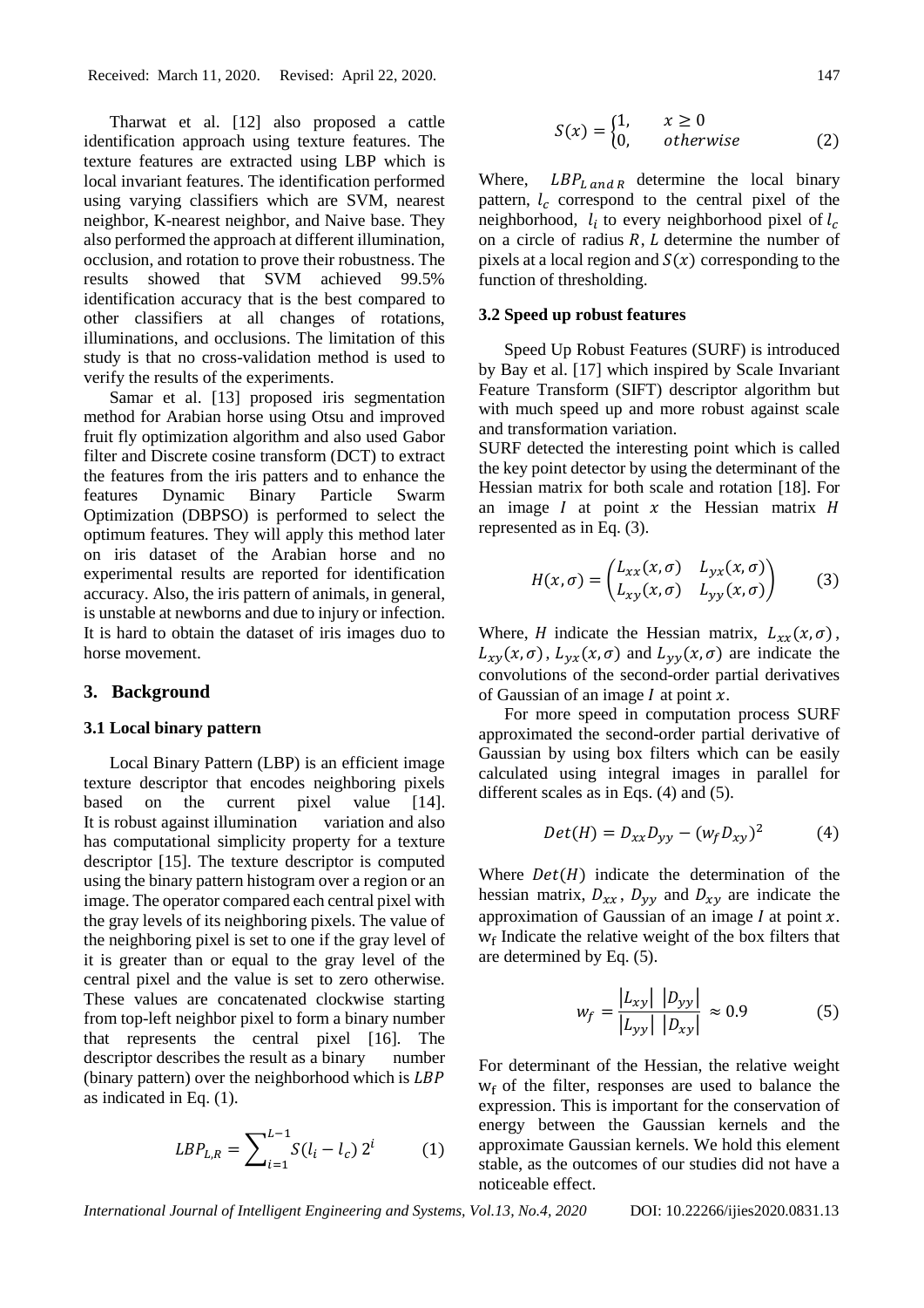Tharwat et al. [12] also proposed a cattle identification approach using texture features. The texture features are extracted using LBP which is local invariant features. The identification performed using varying classifiers which are SVM, nearest neighbor, K-nearest neighbor, and Naive base. They also performed the approach at different illumination, occlusion, and rotation to prove their robustness. The results showed that SVM achieved 99.5% identification accuracy that is the best compared to other classifiers at all changes of rotations, illuminations, and occlusions. The limitation of this study is that no cross-validation method is used to verify the results of the experiments.

Samar et al. [13] proposed iris segmentation method for Arabian horse using Otsu and improved fruit fly optimization algorithm and also used Gabor filter and Discrete cosine transform (DCT) to extract the features from the iris patters and to enhance the features Dynamic Binary Particle Swarm Optimization (DBPSO) is performed to select the optimum features. They will apply this method later on iris dataset of the Arabian horse and no experimental results are reported for identification accuracy. Also, the iris pattern of animals, in general, is unstable at newborns and due to injury or infection. It is hard to obtain the dataset of iris images duo to horse movement.

## 3. Background

### 3.1 Local binary pattern

Local Binary Pattern (LBP) is an efficient image texture descriptor that encodes neighboring pixels based on the current pixel value [14]. It is robust against illumination variation and also has computational simplicity property for a texture descriptor [15]. The texture descriptor is computed using the binary pattern histogram over a region or an image. The operator compared each central pixel with the gray levels of its neighboring pixels. The value of the neighboring pixel is set to one if the gray level of it is greater than or equal to the gray level of the central pixel and the value is set to zero otherwise. These values are concatenated clockwise starting from top-left neighbor pixel to form a binary number that represents the central pixel [16]. The descriptor describes the result as a binary number (binary pattern) over the neighborhood which is $LBP$ as indicated in Eq. (1).

$$LBP_{L,R} = \sum_{i=1}^{L-1} S(l_i - l_c)\, 2^i \qquad (1)$$

$$S(x) = \begin{cases} 1, & x \geq 0 \\ 0, & otherwise \end{cases} \qquad (2)$$

Where, $LBP_{L\, and\, R}$ determine the local binary pattern, $l_c$ correspond to the central pixel of the neighborhood, $l_i$ to every neighborhood pixel of $l_c$ on a circle of radius $R$, $L$ determine the number of pixels at a local region and $S(x)$ corresponding to the function of thresholding.

### 3.2 Speed up robust features

Speed Up Robust Features (SURF) is introduced by Bay et al. [17] which inspired by Scale Invariant Feature Transform (SIFT) descriptor algorithm but with much speed up and more robust against scale and transformation variation.

SURF detected the interesting point which is called the key point detector by using the determinant of the Hessian matrix for both scale and rotation [18]. For an image $I$ at point $x$ the Hessian matrix $H$ represented as in Eq. (3).

$$H(x,\sigma) = \begin{pmatrix} L_{xx}(x,\sigma) & L_{yx}(x,\sigma) \\ L_{xy}(x,\sigma) & L_{yy}(x,\sigma) \end{pmatrix} \qquad (3)$$

Where, $H$ indicate the Hessian matrix, $L_{xx}(x,\sigma)$, $L_{xy}(x,\sigma)$, $L_{yx}(x,\sigma)$ and $L_{yy}(x,\sigma)$ are indicate the convolutions of the second-order partial derivatives of Gaussian of an image $I$ at point $x$.

For more speed in computation process SURF approximated the second-order partial derivative of Gaussian by using box filters which can be easily calculated using integral images in parallel for different scales as in Eqs. (4) and (5).

$$Det(H) = D_{xx}D_{yy} - (w_f D_{xy})^2 \qquad (4)$$

Where $Det(H)$ indicate the determination of the hessian matrix, $D_{xx}$, $D_{yy}$ and $D_{xy}$ are indicate the approximation of Gaussian of an image $I$ at point $x$. $w_f$ Indicate the relative weight of the box filters that are determined by Eq. (5).

$$w_f = \frac{|L_{xy}|\ |D_{yy}|}{|L_{yy}|\ |D_{xy}|} \approx 0.9 \qquad (5)$$

For determinant of the Hessian, the relative weight $w_f$ of the filter, responses are used to balance the expression. This is important for the conservation of energy between the Gaussian kernels and the approximate Gaussian kernels. We hold this element stable, as the outcomes of our studies did not have a noticeable effect.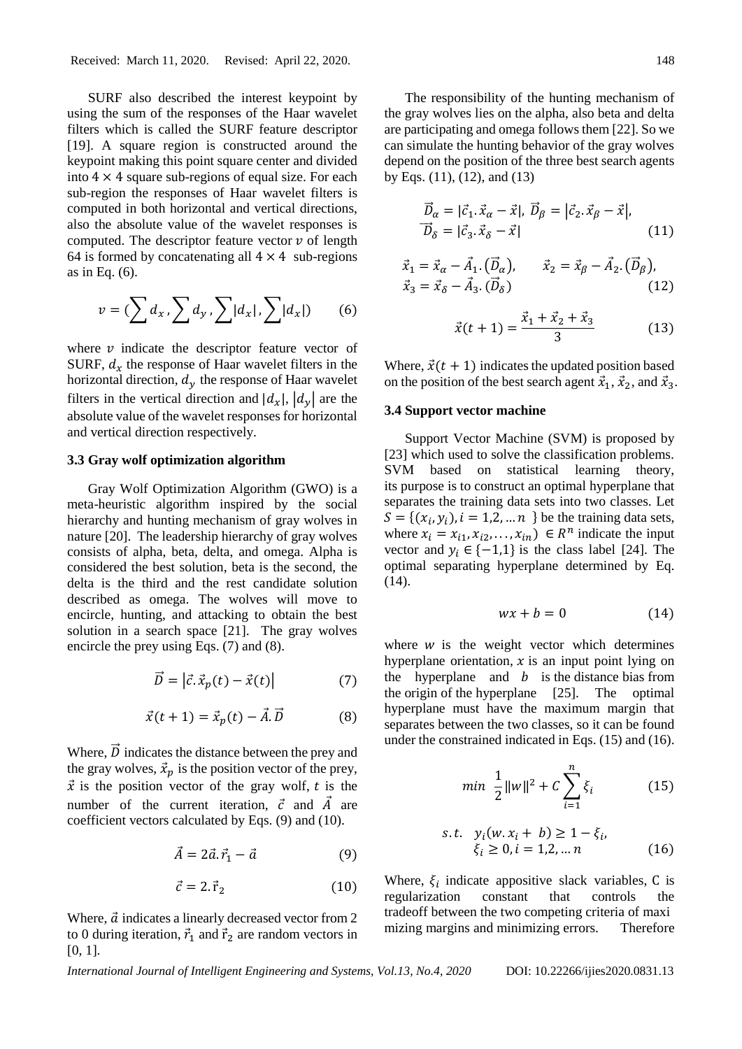SURF also described the interest keypoint by using the sum of the responses of the Haar wavelet filters which is called the SURF feature descriptor [19]. A square region is constructed around the keypoint making this point square center and divided into $4 \times 4$ square sub-regions of equal size. For each sub-region the responses of Haar wavelet filters is computed in both horizontal and vertical directions, also the absolute value of the wavelet responses is computed. The descriptor feature vector $v$ of length 64 is formed by concatenating all $4 \times 4$ sub-regions as in Eq. (6).

$$v = (\sum d_x, \sum d_y, \sum |d_x|, \sum |d_x|) \tag{6}$$

where $v$ indicate the descriptor feature vector of SURF, $d_x$ the response of Haar wavelet filters in the horizontal direction, $d_y$ the response of Haar wavelet filters in the vertical direction and $|d_x|$, $|d_y|$ are the absolute value of the wavelet responses for horizontal and vertical direction respectively.

### 3.3 Gray wolf optimization algorithm

Gray Wolf Optimization Algorithm (GWO) is a meta-heuristic algorithm inspired by the social hierarchy and hunting mechanism of gray wolves in nature [20]. The leadership hierarchy of gray wolves consists of alpha, beta, delta, and omega. Alpha is considered the best solution, beta is the second, the delta is the third and the rest candidate solution described as omega. The wolves will move to encircle, hunting, and attacking to obtain the best solution in a search space [21]. The gray wolves encircle the prey using Eqs. (7) and (8).

$$\vec{D} = \left|\vec{c}.\vec{x}_p(t) - \vec{x}(t)\right| \tag{7}$$

$$\vec{x}(t+1) = \vec{x}_p(t) - \vec{A}.\vec{D} \tag{8}$$

Where, $\vec{D}$ indicates the distance between the prey and the gray wolves, $\vec{x}_p$ is the position vector of the prey, $\vec{x}$ is the position vector of the gray wolf, $t$ is the number of the current iteration, $\vec{c}$ and $\vec{A}$ are coefficient vectors calculated by Eqs. (9) and (10).

$$\vec{A} = 2\vec{a}.\vec{r}_1 - \vec{a} \tag{9}$$

$$\vec{c} = 2.\vec{r}_2 \tag{10}$$

Where, $\vec{a}$ indicates a linearly decreased vector from 2 to 0 during iteration, $\vec{r}_1$ and $\vec{r}_2$ are random vectors in [0, 1].

The responsibility of the hunting mechanism of the gray wolves lies on the alpha, also beta and delta are participating and omega follows them [22]. So we can simulate the hunting behavior of the gray wolves depend on the position of the three best search agents by Eqs. (11), (12), and (13)

$$\vec{D}_\alpha = |\vec{c}_1.\vec{x}_\alpha - \vec{x}|,\ \vec{D}_\beta = \left|\vec{c}_2.\vec{x}_\beta - \vec{x}\right|,$$
$$\vec{D}_\delta = |\vec{c}_3.\vec{x}_\delta - \vec{x}| \tag{11}$$

$$\vec{x}_1 = \vec{x}_\alpha - \vec{A}_1.(\vec{D}_\alpha), \qquad \vec{x}_2 = \vec{x}_\beta - \vec{A}_2.(\vec{D}_\beta),$$
$$\vec{x}_3 = \vec{x}_\delta - \vec{A}_3.(\vec{D}_\delta) \tag{12}$$

$$\vec{x}(t+1) = \frac{\vec{x}_1 + \vec{x}_2 + \vec{x}_3}{3} \tag{13}$$

Where, $\vec{x}(t+1)$ indicates the updated position based on the position of the best search agent $\vec{x}_1$, $\vec{x}_2$, and $\vec{x}_3$.

### 3.4 Support vector machine

Support Vector Machine (SVM) is proposed by [23] which used to solve the classification problems. SVM based on statistical learning theory, its purpose is to construct an optimal hyperplane that separates the training data sets into two classes. Let $S = \{(x_i, y_i), i = 1,2, \dots n\}$ be the training data sets, where $x_i = x_{i1}, x_{i2}, \dots, x_{in}) \in R^n$ indicate the input vector and $y_i \in \{-1,1\}$ is the class label [24]. The optimal separating hyperplane determined by Eq. (14).

$$wx + b = 0 \tag{14}$$

where $w$ is the weight vector which determines hyperplane orientation, $x$ is an input point lying on the hyperplane and $b$ is the distance bias from the origin of the hyperplane [25]. The optimal hyperplane must have the maximum margin that separates between the two classes, so it can be found under the constrained indicated in Eqs. (15) and (16).

$$min\ \frac{1}{2}\|w\|^2 + C\sum_{i=1}^{n}\xi_i \tag{15}$$

$$s.t.\quad y_i(w.x_i + b) \geq 1 - \xi_i,$$
$$\xi_i \geq 0, i = 1,2, \dots n \tag{16}$$

Where, $\xi_i$ indicate appositive slack variables, C is regularization constant that controls the tradeoff between the two competing criteria of maxi mizing margins and minimizing errors. Therefore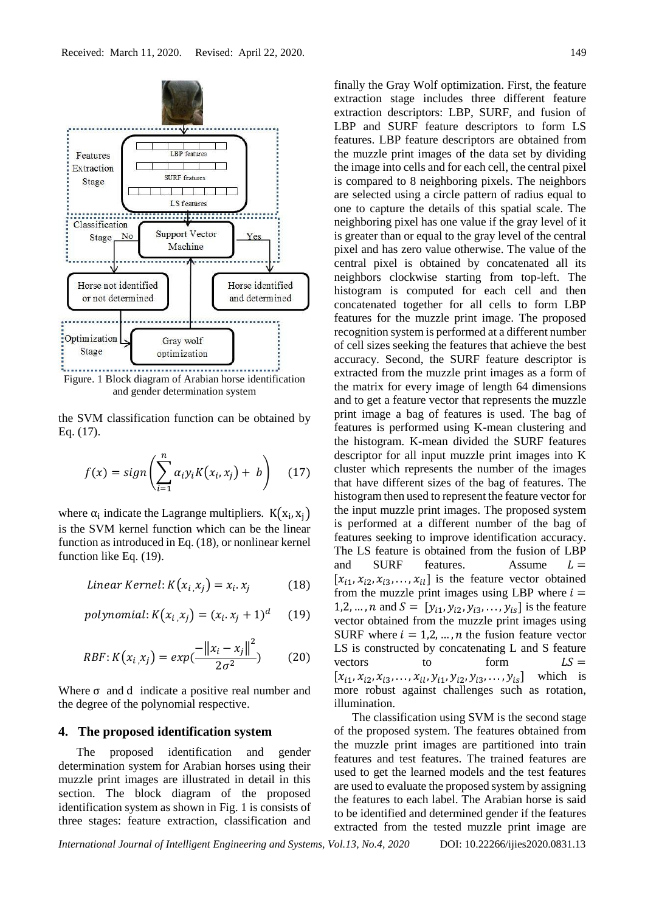Figure. 1 Block diagram of Arabian horse identification and gender determination system

the SVM classification function can be obtained by Eq. (17).

$$f(x) = sign\left(\sum_{i=1}^{n} \alpha_i y_i K(x_i, x_j) + b\right) \quad (17)$$

where $\alpha_i$ indicate the Lagrange multipliers. $K(x_i, x_j)$ is the SVM kernel function which can be the linear function as introduced in Eq. (18), or nonlinear kernel function like Eq. (19).

$$Linear\ Kernel: K(x_i, x_j) = x_i . x_j \quad (18)$$

$$polynomial: K(x_i, x_j) = (x_i . x_j + 1)^d \quad (19)$$

$$RBF: K(x_i, x_j) = exp\left(\frac{-\|x_i - x_j\|^2}{2\sigma^2}\right) \quad (20)$$

Where $\sigma$ and $d$ indicate a positive real number and the degree of the polynomial respective.

## 4. The proposed identification system

The proposed identification and gender determination system for Arabian horses using their muzzle print images are illustrated in detail in this section. The block diagram of the proposed identification system as shown in Fig. 1 is consists of three stages: feature extraction, classification and finally the Gray Wolf optimization. First, the feature extraction stage includes three different feature extraction descriptors: LBP, SURF, and fusion of LBP and SURF feature descriptors to form LS features. LBP feature descriptors are obtained from the muzzle print images of the data set by dividing the image into cells and for each cell, the central pixel is compared to 8 neighboring pixels. The neighbors are selected using a circle pattern of radius equal to one to capture the details of this spatial scale. The neighboring pixel has one value if the gray level of it is greater than or equal to the gray level of the central pixel and has zero value otherwise. The value of the central pixel is obtained by concatenated all its neighbors clockwise starting from top-left. The histogram is computed for each cell and then concatenated together for all cells to form LBP features for the muzzle print image. The proposed recognition system is performed at a different number of cell sizes seeking the features that achieve the best accuracy. Second, the SURF feature descriptor is extracted from the muzzle print images as a form of the matrix for every image of length 64 dimensions and to get a feature vector that represents the muzzle print image a bag of features is used. The bag of features is performed using K-mean clustering and the histogram. K-mean divided the SURF features descriptor for all input muzzle print images into K cluster which represents the number of the images that have different sizes of the bag of features. The histogram then used to represent the feature vector for the input muzzle print images. The proposed system is performed at a different number of the bag of features seeking to improve identification accuracy. The LS feature is obtained from the fusion of LBP and SURF features. Assume $L = [x_{i1}, x_{i2}, x_{i3}, \ldots, x_{il}]$ is the feature vector obtained from the muzzle print images using LBP where $i = 1,2, \ldots, n$ and $S = [y_{i1}, y_{i2}, y_{i3}, \ldots, y_{is}]$ is the feature vector obtained from the muzzle print images using SURF where $i = 1,2, \ldots, n$ the fusion feature vector LS is constructed by concatenating L and S feature vectors to form $LS = [x_{i1}, x_{i2}, x_{i3}, \ldots, x_{il}, y_{i1}, y_{i2}, y_{i3}, \ldots, y_{is}]$ which is more robust against challenges such as rotation, illumination.

The classification using SVM is the second stage of the proposed system. The features obtained from the muzzle print images are partitioned into train features and test features. The trained features are used to get the learned models and the test features are used to evaluate the proposed system by assigning the features to each label. The Arabian horse is said to be identified and determined gender if the features extracted from the tested muzzle print image are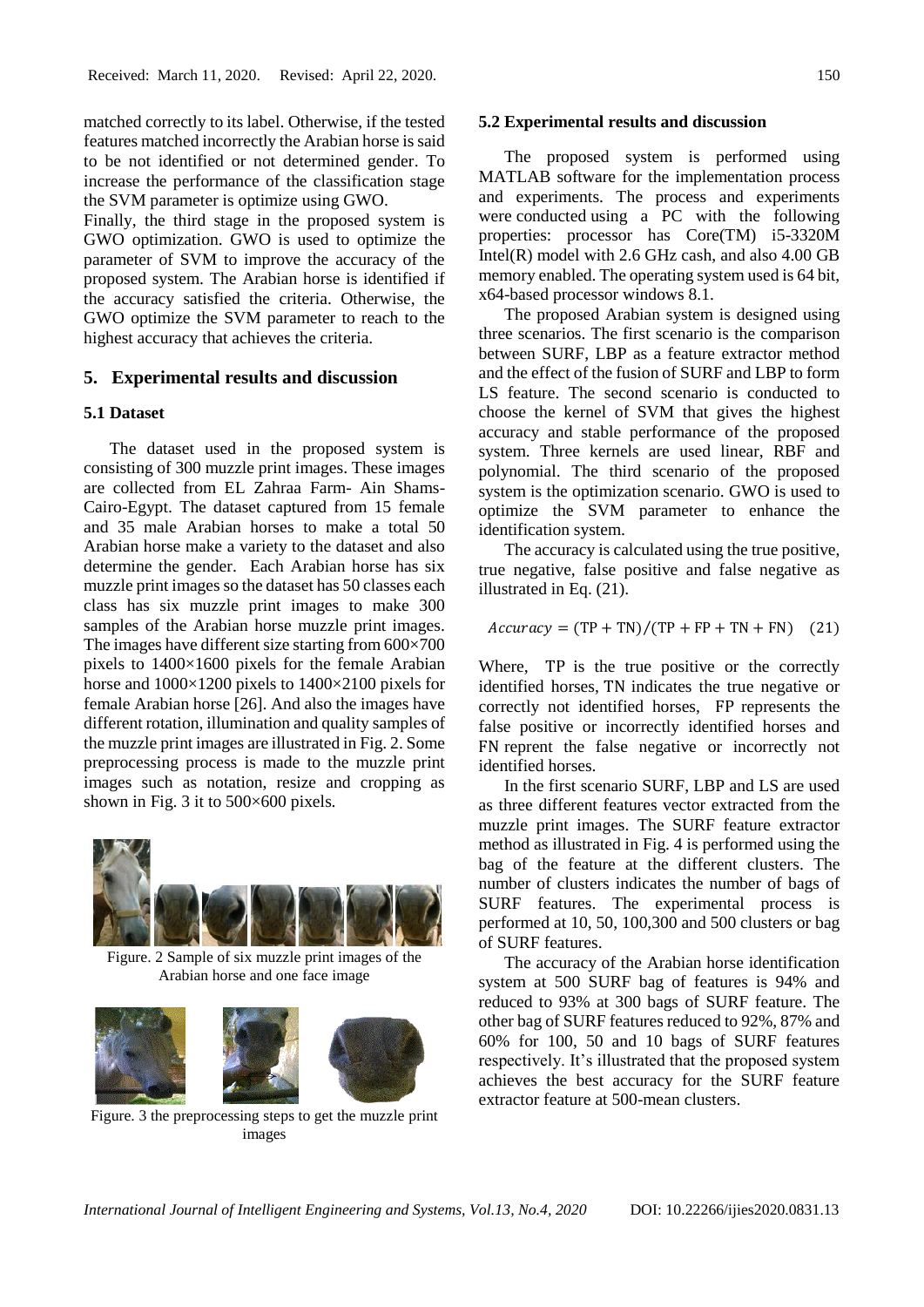matched correctly to its label. Otherwise, if the tested features matched incorrectly the Arabian horse is said to be not identified or not determined gender. To increase the performance of the classification stage the SVM parameter is optimize using GWO.

Finally, the third stage in the proposed system is GWO optimization. GWO is used to optimize the parameter of SVM to improve the accuracy of the proposed system. The Arabian horse is identified if the accuracy satisfied the criteria. Otherwise, the GWO optimize the SVM parameter to reach to the highest accuracy that achieves the criteria.

## 5. Experimental results and discussion

### 5.1 Dataset

The dataset used in the proposed system is consisting of 300 muzzle print images. These images are collected from EL Zahraa Farm- Ain Shams-Cairo-Egypt. The dataset captured from 15 female and 35 male Arabian horses to make a total 50 Arabian horse make a variety to the dataset and also determine the gender. Each Arabian horse has six muzzle print images so the dataset has 50 classes each class has six muzzle print images to make 300 samples of the Arabian horse muzzle print images. The images have different size starting from 600×700 pixels to 1400×1600 pixels for the female Arabian horse and 1000×1200 pixels to 1400×2100 pixels for female Arabian horse [26]. And also the images have different rotation, illumination and quality samples of the muzzle print images are illustrated in Fig. 2. Some preprocessing process is made to the muzzle print images such as notation, resize and cropping as shown in Fig. 3 it to 500×600 pixels.

Figure. 2 Sample of six muzzle print images of the Arabian horse and one face image

Figure. 3 the preprocessing steps to get the muzzle print images

### 5.2 Experimental results and discussion

The proposed system is performed using MATLAB software for the implementation process and experiments. The process and experiments were conducted using a PC with the following properties: processor has Core(TM) i5-3320M Intel(R) model with 2.6 GHz cash, and also 4.00 GB memory enabled. The operating system used is 64 bit, x64-based processor windows 8.1.

The proposed Arabian system is designed using three scenarios. The first scenario is the comparison between SURF, LBP as a feature extractor method and the effect of the fusion of SURF and LBP to form LS feature. The second scenario is conducted to choose the kernel of SVM that gives the highest accuracy and stable performance of the proposed system. Three kernels are used linear, RBF and polynomial. The third scenario of the proposed system is the optimization scenario. GWO is used to optimize the SVM parameter to enhance the identification system.

The accuracy is calculated using the true positive, true negative, false positive and false negative as illustrated in Eq. (21).

$$Accuracy = (\mathrm{TP} + \mathrm{TN})/(\mathrm{TP} + \mathrm{FP} + \mathrm{TN} + \mathrm{FN}) \quad (21)$$

Where, TP is the true positive or the correctly identified horses, TN indicates the true negative or correctly not identified horses, FP represents the false positive or incorrectly identified horses and FN repent the false negative or incorrectly not identified horses.

In the first scenario SURF, LBP and LS are used as three different features vector extracted from the muzzle print images. The SURF feature extractor method as illustrated in Fig. 4 is performed using the bag of the feature at the different clusters. The number of clusters indicates the number of bags of SURF features. The experimental process is performed at 10, 50, 100,300 and 500 clusters or bag of SURF features.

The accuracy of the Arabian horse identification system at 500 SURF bag of features is 94% and reduced to 93% at 300 bags of SURF feature. The other bag of SURF features reduced to 92%, 87% and 60% for 100, 50 and 10 bags of SURF features respectively. It's illustrated that the proposed system achieves the best accuracy for the SURF feature extractor feature at 500-mean clusters.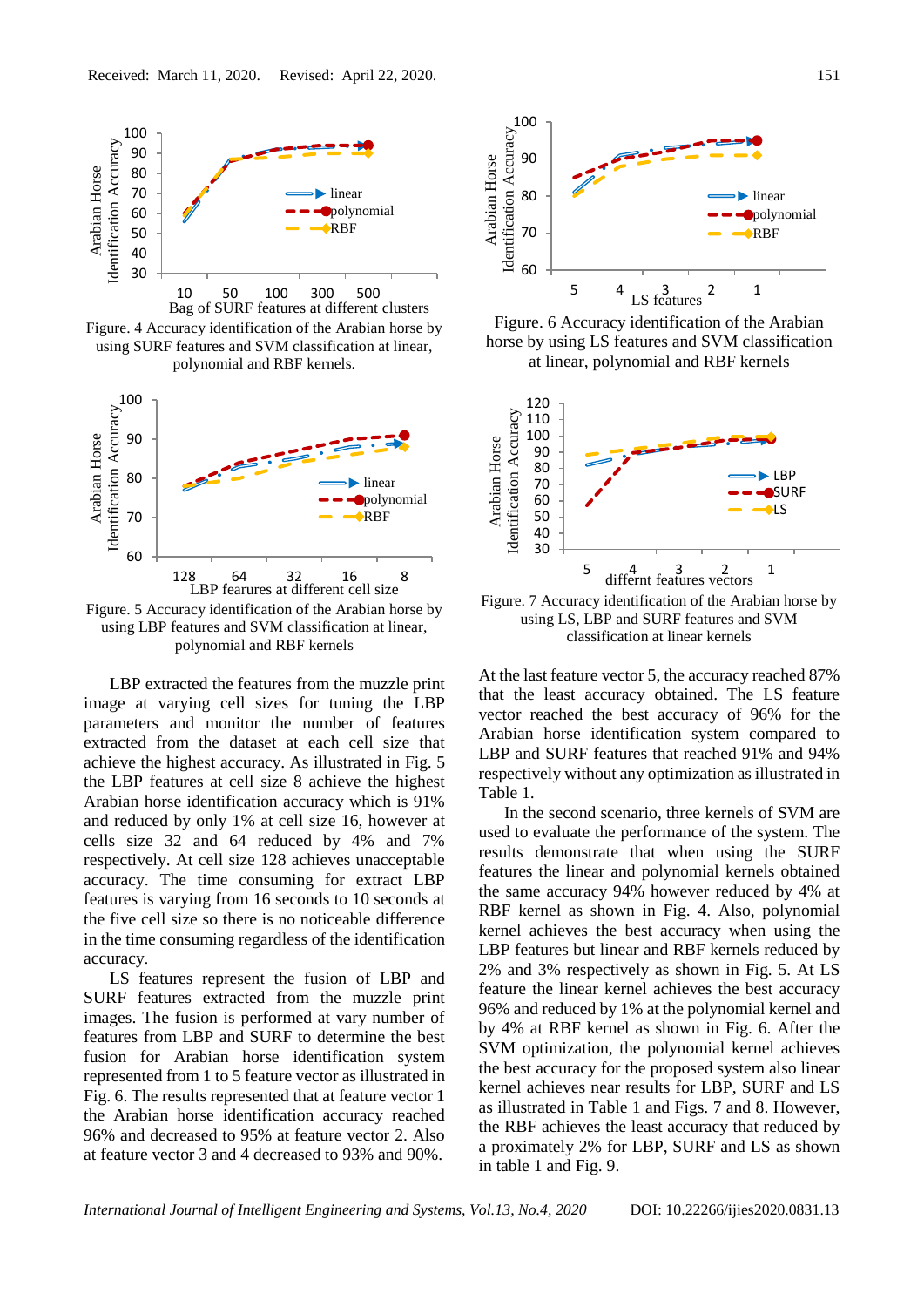Figure. 4 Accuracy identification of the Arabian horse by using SURF features and SVM classification at linear, polynomial and RBF kernels.

Figure. 5 Accuracy identification of the Arabian horse by using LBP features and SVM classification at linear, polynomial and RBF kernels

Figure. 6 Accuracy identification of the Arabian horse by using LS features and SVM classification at linear, polynomial and RBF kernels

Figure. 7 Accuracy identification of the Arabian horse by using LS, LBP and SURF features and SVM classification at linear kernels

LBP extracted the features from the muzzle print image at varying cell sizes for tuning the LBP parameters and monitor the number of features extracted from the dataset at each cell size that achieve the highest accuracy. As illustrated in Fig. 5 the LBP features at cell size 8 achieve the highest Arabian horse identification accuracy which is 91% and reduced by only 1% at cell size 16, however at cells size 32 and 64 reduced by 4% and 7% respectively. At cell size 128 achieves unacceptable accuracy. The time consuming for extract LBP features is varying from 16 seconds to 10 seconds at the five cell size so there is no noticeable difference in the time consuming regardless of the identification accuracy.

LS features represent the fusion of LBP and SURF features extracted from the muzzle print images. The fusion is performed at vary number of features from LBP and SURF to determine the best fusion for Arabian horse identification system represented from 1 to 5 feature vector as illustrated in Fig. 6. The results represented that at feature vector 1 the Arabian horse identification accuracy reached 96% and decreased to 95% at feature vector 2. Also at feature vector 3 and 4 decreased to 93% and 90%. At the last feature vector 5, the accuracy reached 87% that the least accuracy obtained. The LS feature vector reached the best accuracy of 96% for the Arabian horse identification system compared to LBP and SURF features that reached 91% and 94% respectively without any optimization as illustrated in Table 1.

In the second scenario, three kernels of SVM are used to evaluate the performance of the system. The results demonstrate that when using the SURF features the linear and polynomial kernels obtained the same accuracy 94% however reduced by 4% at RBF kernel as shown in Fig. 4. Also, polynomial kernel achieves the best accuracy when using the LBP features but linear and RBF kernels reduced by 2% and 3% respectively as shown in Fig. 5. At LS feature the linear kernel achieves the best accuracy 96% and reduced by 1% at the polynomial kernel and by 4% at RBF kernel as shown in Fig. 6. After the SVM optimization, the polynomial kernel achieves the best accuracy for the proposed system also linear kernel achieves near results for LBP, SURF and LS as illustrated in Table 1 and Figs. 7 and 8. However, the RBF achieves the least accuracy that reduced by a proximately 2% for LBP, SURF and LS as shown in table 1 and Fig. 9.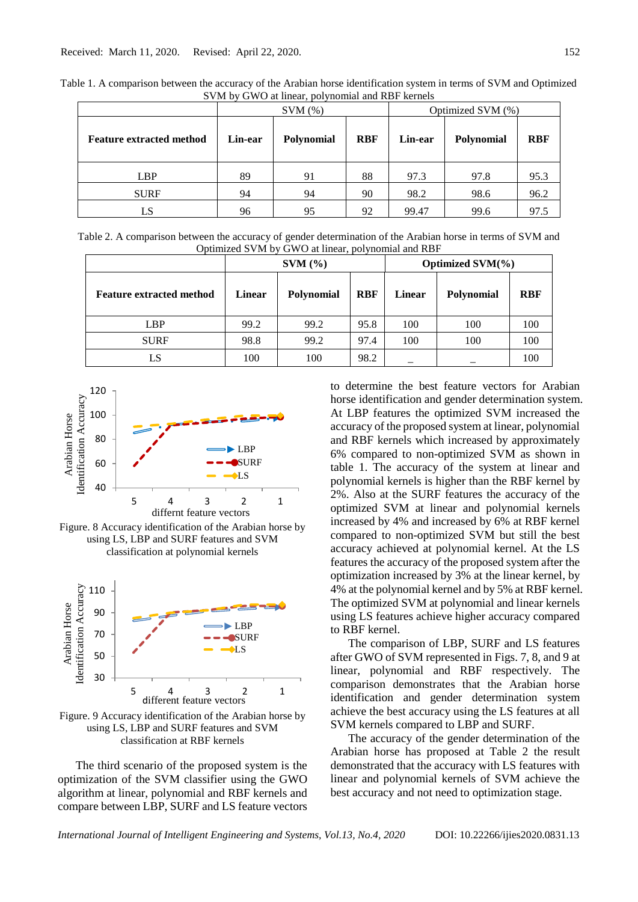Table 1. A comparison between the accuracy of the Arabian horse identification system in terms of SVM and Optimized SVM by GWO at linear, polynomial and RBF kernels

| | SVM (%) | | | Optimized SVM (%) | | |
|---|---|---|---|---|---|---|
| **Feature extracted method** | **Lin-ear** | **Polynomial** | **RBF** | **Lin-ear** | **Polynomial** | **RBF** |
| LBP | 89 | 91 | 88 | 97.3 | 97.8 | 95.3 |
| SURF | 94 | 94 | 90 | 98.2 | 98.6 | 96.2 |
| LS | 96 | 95 | 92 | 99.47 | 99.6 | 97.5 |

Table 2. A comparison between the accuracy of gender determination of the Arabian horse in terms of SVM and Optimized SVM by GWO at linear, polynomial and RBF

| | **SVM (%)** | | | **Optimized SVM(%)** | | |
|---|---|---|---|---|---|---|
| **Feature extracted method** | **Linear** | **Polynomial** | **RBF** | **Linear** | **Polynomial** | **RBF** |
| LBP | 99.2 | 99.2 | 95.8 | 100 | 100 | 100 |
| SURF | 98.8 | 99.2 | 97.4 | 100 | 100 | 100 |
| LS | 100 | 100 | 98.2 | _ | _ | 100 |

Figure. 8 Accuracy identification of the Arabian horse by using LS, LBP and SURF features and SVM classification at polynomial kernels

Figure. 9 Accuracy identification of the Arabian horse by using LS, LBP and SURF features and SVM classification at RBF kernels

The third scenario of the proposed system is the optimization of the SVM classifier using the GWO algorithm at linear, polynomial and RBF kernels and compare between LBP, SURF and LS feature vectors to determine the best feature vectors for Arabian horse identification and gender determination system. At LBP features the optimized SVM increased the accuracy of the proposed system at linear, polynomial and RBF kernels which increased by approximately 6% compared to non-optimized SVM as shown in table 1. The accuracy of the system at linear and polynomial kernels is higher than the RBF kernel by 2%. Also at the SURF features the accuracy of the optimized SVM at linear and polynomial kernels increased by 4% and increased by 6% at RBF kernel compared to non-optimized SVM but still the best accuracy achieved at polynomial kernel. At the LS features the accuracy of the proposed system after the optimization increased, by 3% at the linear kernel, by 4% at the polynomial kernel and by 5% at RBF kernel. The optimized SVM at polynomial and linear kernels using LS features achieve higher accuracy compared to RBF kernel.

The comparison of LBP, SURF and LS features after GWO of SVM represented in Figs. 7, 8, and 9 at linear, polynomial and RBF respectively. The comparison demonstrates that the Arabian horse identification and gender determination system achieve the best accuracy using the LS features at all SVM kernels compared to LBP and SURF.

The accuracy of the gender determination of the Arabian horse has proposed at Table 2 the result demonstrated that the accuracy with LS features with linear and polynomial kernels of SVM achieve the best accuracy and not need to optimization stage.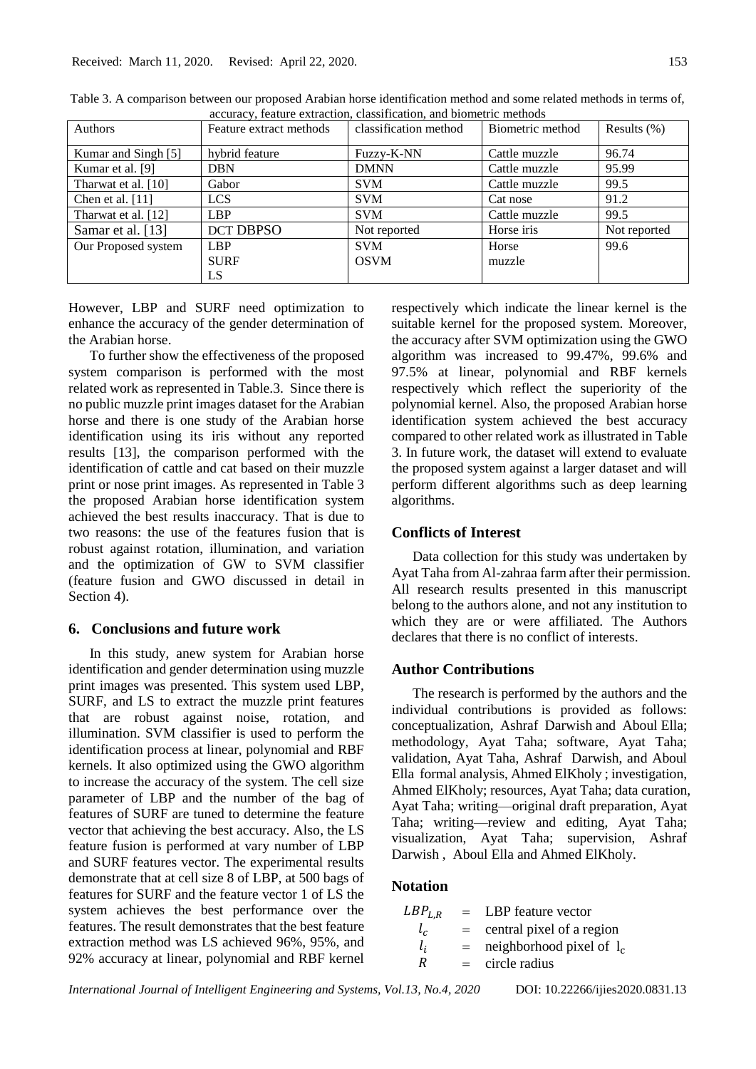Table 3. A comparison between our proposed Arabian horse identification method and some related methods in terms of, accuracy, feature extraction, classification, and biometric methods

| Authors | Feature extract methods | classification method | Biometric method | Results (%) |
|---|---|---|---|---|
| Kumar and Singh [5] | hybrid feature | Fuzzy-K-NN | Cattle muzzle | 96.74 |
| Kumar et al. [9] | DBN | DMNN | Cattle muzzle | 95.99 |
| Tharwat et al. [10] | Gabor | SVM | Cattle muzzle | 99.5 |
| Chen et al. [11] | LCS | SVM | Cat nose | 91.2 |
| Tharwat et al. [12] | LBP | SVM | Cattle muzzle | 99.5 |
| Samar et al. [13] | DCT DBPSO | Not reported | Horse iris | Not reported |
| Our Proposed system | LBP SURF LS | SVM OSVM | Horse muzzle | 99.6 |

However, LBP and SURF need optimization to enhance the accuracy of the gender determination of the Arabian horse.

To further show the effectiveness of the proposed system comparison is performed with the most related work as represented in Table.3. Since there is no public muzzle print images dataset for the Arabian horse and there is one study of the Arabian horse identification using its iris without any reported results [13], the comparison performed with the identification of cattle and cat based on their muzzle print or nose print images. As represented in Table 3 the proposed Arabian horse identification system achieved the best results inaccuracy. That is due to two reasons: the use of the features fusion that is robust against rotation, illumination, and variation and the optimization of GW to SVM classifier (feature fusion and GWO discussed in detail in Section 4).

## 6. Conclusions and future work

In this study, anew system for Arabian horse identification and gender determination using muzzle print images was presented. This system used LBP, SURF, and LS to extract the muzzle print features that are robust against noise, rotation, and illumination. SVM classifier is used to perform the identification process at linear, polynomial and RBF kernels. It also optimized using the GWO algorithm to increase the accuracy of the system. The cell size parameter of LBP and the number of the bag of features of SURF are tuned to determine the feature vector that achieving the best accuracy. Also, the LS feature fusion is performed at vary number of LBP and SURF features vector. The experimental results demonstrate that at cell size 8 of LBP, at 500 bags of features for SURF and the feature vector 1 of LS the system achieves the best performance over the features. The result demonstrates that the best feature extraction method was LS achieved 96%, 95%, and 92% accuracy at linear, polynomial and RBF kernel respectively which indicate the linear kernel is the suitable kernel for the proposed system. Moreover, the accuracy after SVM optimization using the GWO algorithm was increased to 99.47%, 99.6% and 97.5% at linear, polynomial and RBF kernels respectively which reflect the superiority of the polynomial kernel. Also, the proposed Arabian horse identification system achieved the best accuracy compared to other related work as illustrated in Table 3. In future work, the dataset will extend to evaluate the proposed system against a larger dataset and will perform different algorithms such as deep learning algorithms.

## Conflicts of Interest

Data collection for this study was undertaken by Ayat Taha from Al-zahraa farm after their permission. All research results presented in this manuscript belong to the authors alone, and not any institution to which they are or were affiliated. The Authors declares that there is no conflict of interests.

## Author Contributions

The research is performed by the authors and the individual contributions is provided as follows: conceptualization, Ashraf Darwish and Aboul Ella; methodology, Ayat Taha; software, Ayat Taha; validation, Ayat Taha, Ashraf Darwish, and Aboul Ella formal analysis, Ahmed ElKholy ; investigation, Ahmed ElKholy; resources, Ayat Taha; data curation, Ayat Taha; writing—original draft preparation, Ayat Taha; writing—review and editing, Ayat Taha; visualization, Ayat Taha; supervision, Ashraf Darwish , Aboul Ella and Ahmed ElKholy.

## Notation

$LBP_{L,R}$ = LBP feature vector
$l_c$ = central pixel of a region
$l_i$ = neighborhood pixel of $l_c$
$R$ = circle radius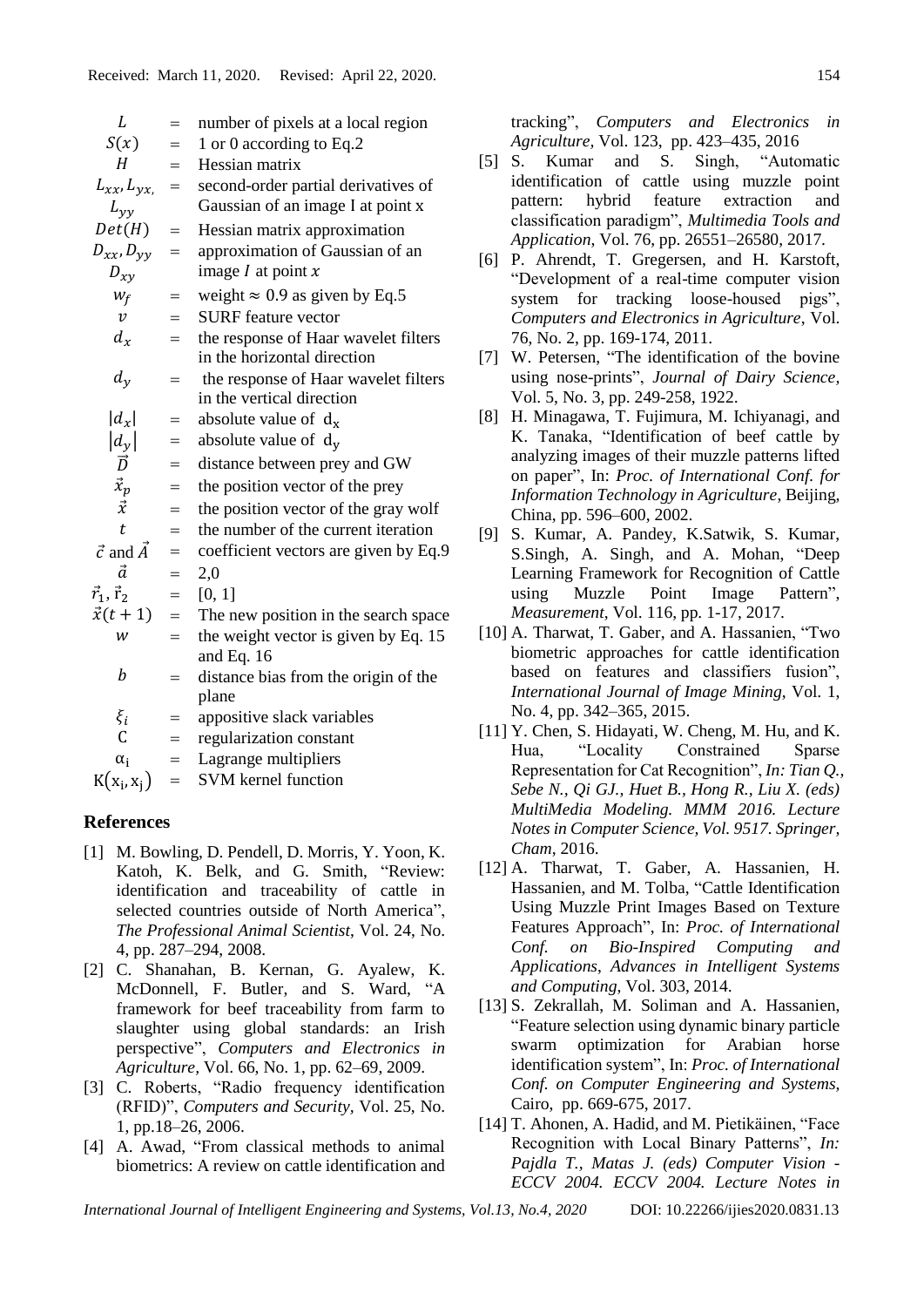| | | |
|---|---|---|
| $L$ | = | number of pixels at a local region |
| $S(x)$ | = | 1 or 0 according to Eq.2 |
| $H$ | = | Hessian matrix |
| $L_{xx}, L_{yx,}$ $L_{yy}$ | = | second-order partial derivatives of Gaussian of an image I at point x |
| $Det(H)$ | = | Hessian matrix approximation |
| $D_{xx}, D_{yy}$ $D_{xy}$ | = | approximation of Gaussian of an image $I$ at point $x$ |
| $w_f$ | = | weight $\approx$ 0.9 as given by Eq.5 |
| $v$ | = | SURF feature vector |
| $d_x$ | = | the response of Haar wavelet filters in the horizontal direction |
| $d_y$ | = | the response of Haar wavelet filters in the vertical direction |
| $\|d_x\|$ | = | absolute value of $d_x$ |
| $\|d_y\|$ | = | absolute value of $d_y$ |
| $\vec{D}$ | = | distance between prey and GW |
| $\vec{x}_p$ | = | the position vector of the prey |
| $\vec{x}$ | = | the position vector of the gray wolf |
| $t$ | = | the number of the current iteration |
| $\vec{c}$ and $\vec{A}$ | = | coefficient vectors are given by Eq.9 |
| $\vec{a}$ | = | 2,0 |
| $\vec{r}_1, \vec{r}_2$ | = | [0, 1] |
| $\vec{x}(t+1)$ | = | The new position in the search space |
| $w$ | = | the weight vector is given by Eq. 15 and Eq. 16 |
| $b$ | = | distance bias from the origin of the plane |
| $\xi_i$ | = | appositive slack variables |
| $C$ | = | regularization constant |
| $\alpha_i$ | = | Lagrange multipliers |
| $K(x_i, x_j)$ | = | SVM kernel function |

## References

[1] M. Bowling, D. Pendell, D. Morris, Y. Yoon, K. Katoh, K. Belk, and G. Smith, "Review: identification and traceability of cattle in selected countries outside of North America", *The Professional Animal Scientist*, Vol. 24, No. 4, pp. 287–294, 2008.

[2] C. Shanahan, B. Kernan, G. Ayalew, K. McDonnell, F. Butler, and S. Ward, "A framework for beef traceability from farm to slaughter using global standards: an Irish perspective", *Computers and Electronics in Agriculture*, Vol. 66, No. 1, pp. 62–69, 2009.

[3] C. Roberts, "Radio frequency identification (RFID)", *Computers and Security*, Vol. 25, No. 1, pp.18–26, 2006.

[4] A. Awad, "From classical methods to animal biometrics: A review on cattle identification and tracking", *Computers and Electronics in Agriculture*, Vol. 123, pp. 423–435, 2016

[5] S. Kumar and S. Singh, "Automatic identification of cattle using muzzle point pattern: hybrid feature extraction and classification paradigm", *Multimedia Tools and Application*, Vol. 76, pp. 26551–26580, 2017.

[6] P. Ahrendt, T. Gregersen, and H. Karstoft, "Development of a real-time computer vision system for tracking loose-housed pigs", *Computers and Electronics in Agriculture*, Vol. 76, No. 2, pp. 169-174, 2011.

[7] W. Petersen, "The identification of the bovine using nose-prints", *Journal of Dairy Science,* Vol. 5, No. 3, pp. 249-258, 1922.

[8] H. Minagawa, T. Fujimura, M. Ichiyanagi, and K. Tanaka, "Identification of beef cattle by analyzing images of their muzzle patterns lifted on paper", In: *Proc. of International Conf. for Information Technology in Agriculture*, Beijing, China, pp. 596–600, 2002.

[9] S. Kumar, A. Pandey, K.Satwik, S. Kumar, S.Singh, A. Singh, and A. Mohan, "Deep Learning Framework for Recognition of Cattle using Muzzle Point Image Pattern", *Measurement*, Vol. 116, pp. 1-17, 2017.

[10] A. Tharwat, T. Gaber, and A. Hassanien, "Two biometric approaches for cattle identification based on features and classifiers fusion", *International Journal of Image Mining*, Vol. 1, No. 4, pp. 342–365, 2015.

[11] Y. Chen, S. Hidayati, W. Cheng, M. Hu, and K. Hua, "Locality Constrained Sparse Representation for Cat Recognition", *In: Tian Q., Sebe N., Qi GJ., Huet B., Hong R., Liu X. (eds) MultiMedia Modeling. MMM 2016. Lecture Notes in Computer Science, Vol. 9517. Springer, Cham*, 2016.

[12] A. Tharwat, T. Gaber, A. Hassanien, H. Hassanien, and M. Tolba, "Cattle Identification Using Muzzle Print Images Based on Texture Features Approach", In: *Proc. of International Conf. on Bio-Inspired Computing and Applications*, *Advances in Intelligent Systems and Computing*, Vol. 303, 2014.

[13] S. Zekrallah, M. Soliman and A. Hassanien, "Feature selection using dynamic binary particle swarm optimization for Arabian horse identification system", In: *Proc. of International Conf. on Computer Engineering and Systems*, Cairo, pp. 669-675, 2017.

[14] T. Ahonen, A. Hadid, and M. Pietikäinen, "Face Recognition with Local Binary Patterns", *In: Pajdla T., Matas J. (eds) Computer Vision - ECCV 2004. ECCV 2004. Lecture Notes in*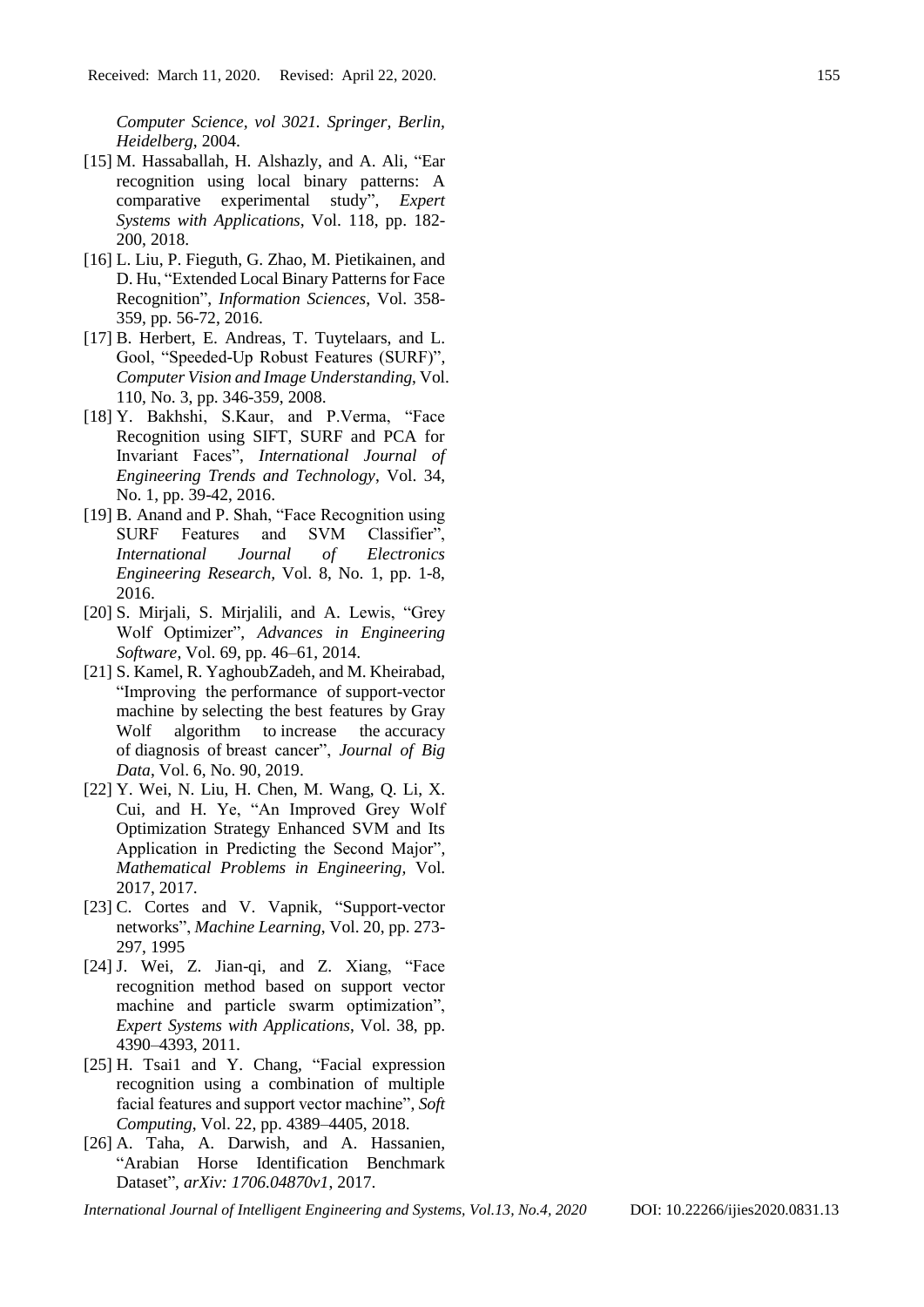*Computer Science*, *vol 3021. Springer, Berlin, Heidelberg*, 2004.

[15] M. Hassaballah, H. Alshazly, and A. Ali, "Ear recognition using local binary patterns: A comparative experimental study", *Expert Systems with Applications*, Vol. 118, pp. 182-200, 2018.

[16] L. Liu, P. Fieguth, G. Zhao, M. Pietikainen, and D. Hu, "Extended Local Binary Patterns for Face Recognition", *Information Sciences*, Vol. 358-359, pp. 56-72, 2016.

[17] B. Herbert, E. Andreas, T. Tuytelaars, and L. Gool, "Speeded-Up Robust Features (SURF)", *Computer Vision and Image Understanding*, Vol. 110, No. 3, pp. 346-359, 2008.

[18] Y. Bakhshi, S.Kaur, and P.Verma, "Face Recognition using SIFT, SURF and PCA for Invariant Faces", *International Journal of Engineering Trends and Technology*, Vol. 34, No. 1, pp. 39-42, 2016.

[19] B. Anand and P. Shah, "Face Recognition using SURF Features and SVM Classifier", *International Journal of Electronics Engineering Research*, Vol. 8, No. 1, pp. 1-8, 2016.

[20] S. Mirjali, S. Mirjalili, and A. Lewis, "Grey Wolf Optimizer", *Advances in Engineering Software*, Vol. 69, pp. 46–61, 2014.

[21] S. Kamel, R. YaghoubZadeh, and M. Kheirabad, "Improving the performance of support-vector machine by selecting the best features by Gray Wolf algorithm to increase the accuracy of diagnosis of breast cancer", *Journal of Big Data*, Vol. 6, No. 90, 2019.

[22] Y. Wei, N. Liu, H. Chen, M. Wang, Q. Li, X. Cui, and H. Ye, "An Improved Grey Wolf Optimization Strategy Enhanced SVM and Its Application in Predicting the Second Major", *Mathematical Problems in Engineering*, Vol. 2017, 2017.

[23] C. Cortes and V. Vapnik, "Support-vector networks", *Machine Learning*, Vol. 20, pp. 273-297, 1995

[24] J. Wei, Z. Jian-qi, and Z. Xiang, "Face recognition method based on support vector machine and particle swarm optimization", *Expert Systems with Applications*, Vol. 38, pp. 4390–4393, 2011.

[25] H. Tsai1 and Y. Chang, "Facial expression recognition using a combination of multiple facial features and support vector machine", *Soft Computing*, Vol. 22, pp. 4389–4405, 2018.

[26] A. Taha, A. Darwish, and A. Hassanien, "Arabian Horse Identification Benchmark Dataset", *arXiv: 1706.04870v1*, 2017.